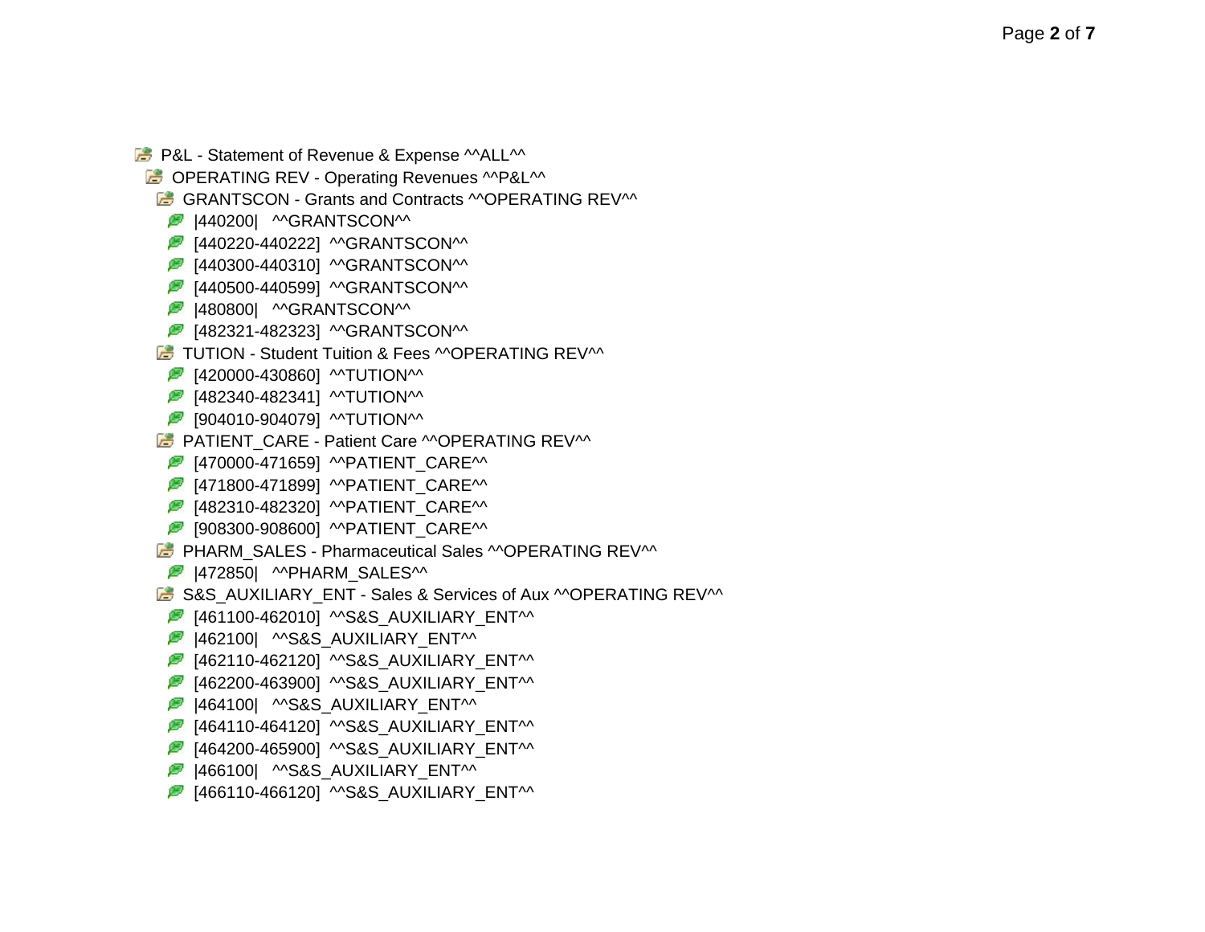- P&L - Statement of Revenue & Expense ^^ALL^^
  - OPERATING REV - Operating Revenues ^^P&L^^
    - GRANTSCON - Grants and Contracts ^^OPERATING REV^^
      - |440200| ^^GRANTSCON^^
      - [440220-440222] ^^GRANTSCON^^
      - [440300-440310] ^^GRANTSCON^^
      - [440500-440599] ^^GRANTSCON^^
      - |480800| ^^GRANTSCON^^
      - [482321-482323] ^^GRANTSCON^^
    - TUTION - Student Tuition & Fees ^^OPERATING REV^^
      - [420000-430860] ^^TUTION^^
      - [482340-482341] ^^TUTION^^
      - [904010-904079] ^^TUTION^^
    - PATIENT_CARE - Patient Care ^^OPERATING REV^^
      - [470000-471659] ^^PATIENT_CARE^^
      - [471800-471899] ^^PATIENT_CARE^^
      - [482310-482320] ^^PATIENT_CARE^^
      - [908300-908600] ^^PATIENT_CARE^^
    - PHARM_SALES - Pharmaceutical Sales ^^OPERATING REV^^
      - |472850| ^^PHARM_SALES^^
    - S&S_AUXILIARY_ENT - Sales & Services of Aux ^^OPERATING REV^^
      - [461100-462010] ^^S&S_AUXILIARY_ENT^^
      - |462100| ^^S&S_AUXILIARY_ENT^^
      - [462110-462120] ^^S&S_AUXILIARY_ENT^^
      - [462200-463900] ^^S&S_AUXILIARY_ENT^^
      - |464100| ^^S&S_AUXILIARY_ENT^^
      - [464110-464120] ^^S&S_AUXILIARY_ENT^^
      - [464200-465900] ^^S&S_AUXILIARY_ENT^^
      - |466100| ^^S&S_AUXILIARY_ENT^^
      - [466110-466120] ^^S&S_AUXILIARY_ENT^^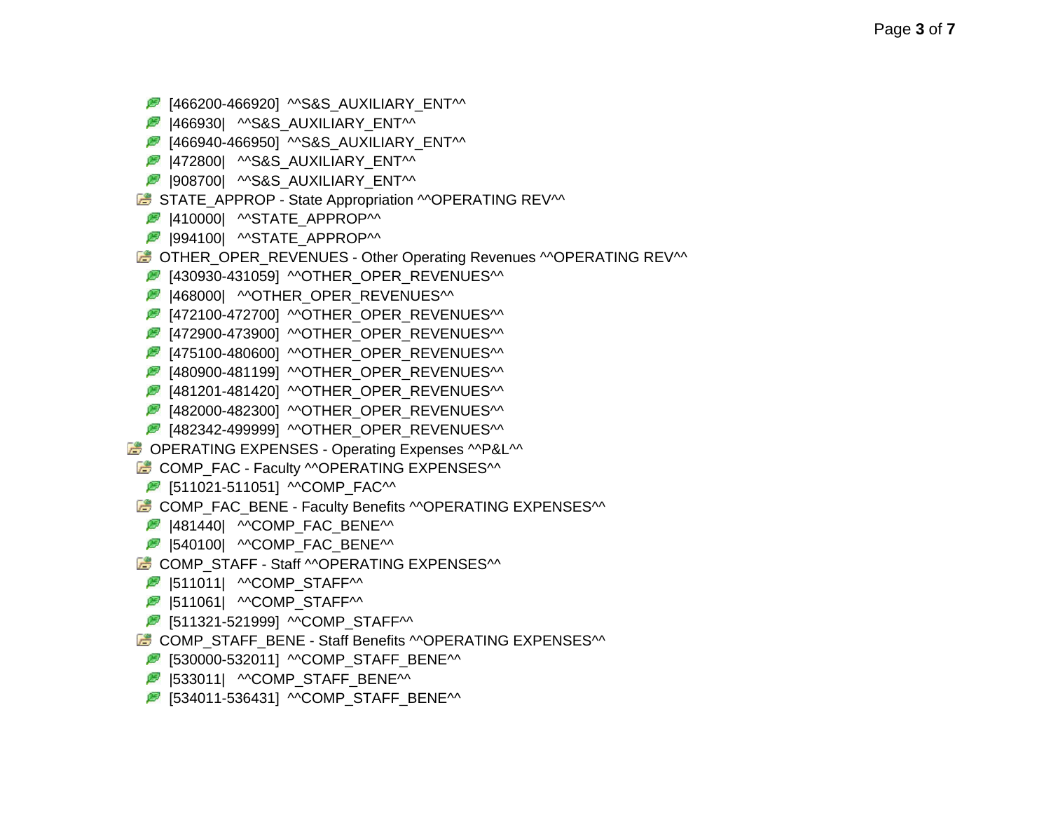- [466200-466920]  ^^S&S_AUXILIARY_ENT^^
- |466930|  ^^S&S_AUXILIARY_ENT^^
- [466940-466950]  ^^S&S_AUXILIARY_ENT^^
- |472800|  ^^S&S_AUXILIARY_ENT^^
- |908700|  ^^S&S_AUXILIARY_ENT^^

STATE_APPROP - State Appropriation ^^OPERATING REV^^

- |410000|  ^^STATE_APPROP^^
- |994100|  ^^STATE_APPROP^^

OTHER_OPER_REVENUES - Other Operating Revenues ^^OPERATING REV^^

- [430930-431059]  ^^OTHER_OPER_REVENUES^^
- |468000|  ^^OTHER_OPER_REVENUES^^
- [472100-472700]  ^^OTHER_OPER_REVENUES^^
- [472900-473900]  ^^OTHER_OPER_REVENUES^^
- [475100-480600]  ^^OTHER_OPER_REVENUES^^
- [480900-481199]  ^^OTHER_OPER_REVENUES^^
- [481201-481420]  ^^OTHER_OPER_REVENUES^^
- [482000-482300]  ^^OTHER_OPER_REVENUES^^
- [482342-499999]  ^^OTHER_OPER_REVENUES^^

OPERATING EXPENSES - Operating Expenses ^^P&L^^

COMP_FAC - Faculty ^^OPERATING EXPENSES^^

- [511021-511051]  ^^COMP_FAC^^

COMP_FAC_BENE - Faculty Benefits ^^OPERATING EXPENSES^^

- |481440|  ^^COMP_FAC_BENE^^
- |540100|  ^^COMP_FAC_BENE^^

COMP_STAFF - Staff ^^OPERATING EXPENSES^^

- |511011|  ^^COMP_STAFF^^
- |511061|  ^^COMP_STAFF^^
- [511321-521999]  ^^COMP_STAFF^^

COMP_STAFF_BENE - Staff Benefits ^^OPERATING EXPENSES^^

- [530000-532011]  ^^COMP_STAFF_BENE^^
- |533011|  ^^COMP_STAFF_BENE^^
- [534011-536431]  ^^COMP_STAFF_BENE^^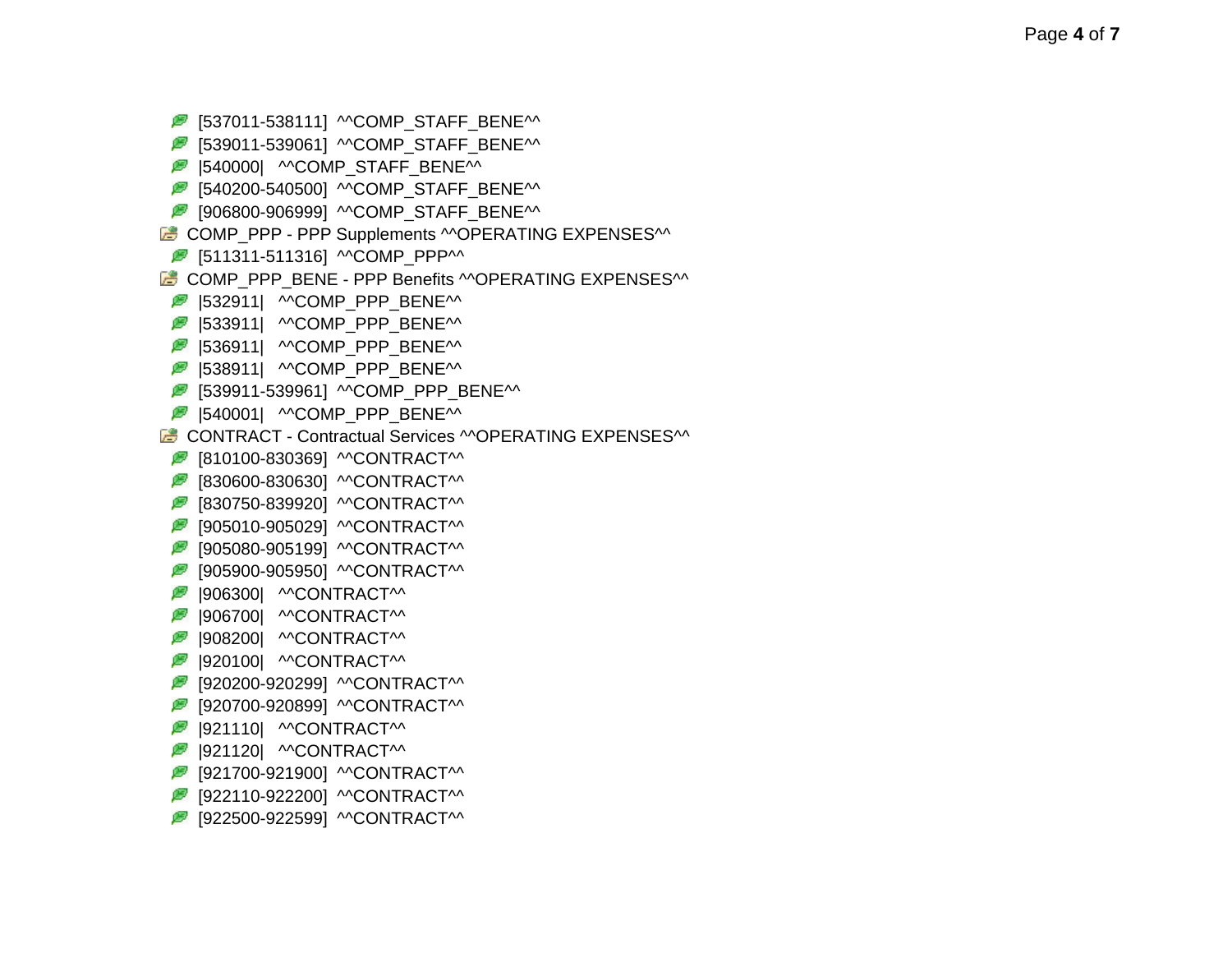- [537011-538111] ^^COMP_STAFF_BENE^^
- [539011-539061] ^^COMP_STAFF_BENE^^
- |540000| ^^COMP_STAFF_BENE^^
- [540200-540500] ^^COMP_STAFF_BENE^^
- [906800-906999] ^^COMP_STAFF_BENE^^

COMP_PPP - PPP Supplements ^^OPERATING EXPENSES^^

- [511311-511316] ^^COMP_PPP^^

COMP_PPP_BENE - PPP Benefits ^^OPERATING EXPENSES^^

- |532911| ^^COMP_PPP_BENE^^
- |533911| ^^COMP_PPP_BENE^^
- |536911| ^^COMP_PPP_BENE^^
- |538911| ^^COMP_PPP_BENE^^
- [539911-539961] ^^COMP_PPP_BENE^^
- |540001| ^^COMP_PPP_BENE^^

CONTRACT - Contractual Services ^^OPERATING EXPENSES^^

- [810100-830369] ^^CONTRACT^^
- [830600-830630] ^^CONTRACT^^
- [830750-839920] ^^CONTRACT^^
- [905010-905029] ^^CONTRACT^^
- [905080-905199] ^^CONTRACT^^
- [905900-905950] ^^CONTRACT^^
- |906300| ^^CONTRACT^^
- |906700| ^^CONTRACT^^
- |908200| ^^CONTRACT^^
- |920100| ^^CONTRACT^^
- [920200-920299] ^^CONTRACT^^
- [920700-920899] ^^CONTRACT^^
- |921110| ^^CONTRACT^^
- |921120| ^^CONTRACT^^
- [921700-921900] ^^CONTRACT^^
- [922110-922200] ^^CONTRACT^^
- [922500-922599] ^^CONTRACT^^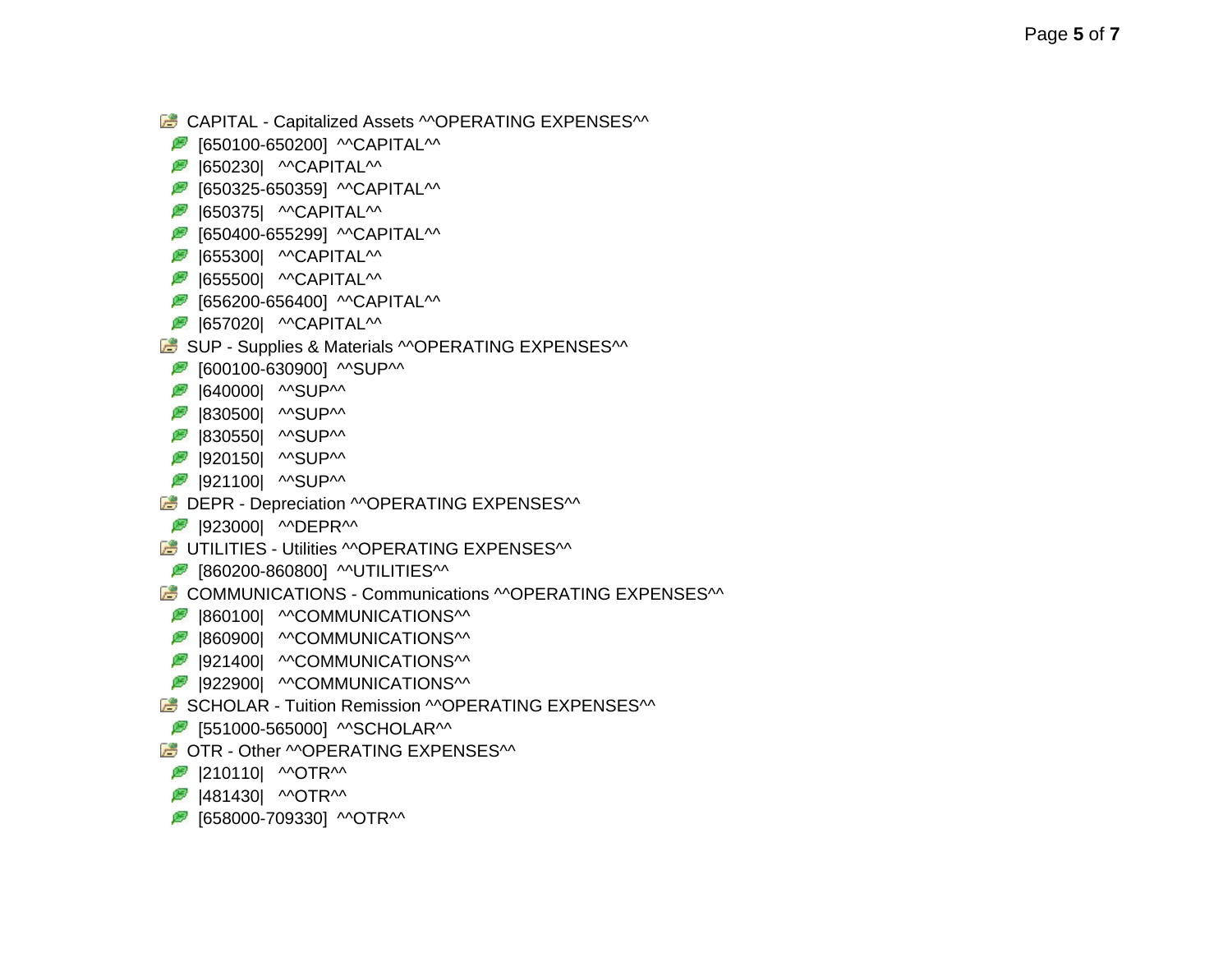- CAPITAL - Capitalized Assets ^^OPERATING EXPENSES^^
  - [650100-650200] ^^CAPITAL^^
  - |650230| ^^CAPITAL^^
  - [650325-650359] ^^CAPITAL^^
  - |650375| ^^CAPITAL^^
  - [650400-655299] ^^CAPITAL^^
  - |655300| ^^CAPITAL^^
  - |655500| ^^CAPITAL^^
  - [656200-656400] ^^CAPITAL^^
  - |657020| ^^CAPITAL^^
- SUP - Supplies & Materials ^^OPERATING EXPENSES^^
  - [600100-630900] ^^SUP^^
  - |640000| ^^SUP^^
  - |830500| ^^SUP^^
  - |830550| ^^SUP^^
  - |920150| ^^SUP^^
  - |921100| ^^SUP^^
- DEPR - Depreciation ^^OPERATING EXPENSES^^
  - |923000| ^^DEPR^^
- UTILITIES - Utilities ^^OPERATING EXPENSES^^
  - [860200-860800] ^^UTILITIES^^
- COMMUNICATIONS - Communications ^^OPERATING EXPENSES^^
  - |860100| ^^COMMUNICATIONS^^
  - |860900| ^^COMMUNICATIONS^^
  - |921400| ^^COMMUNICATIONS^^
  - |922900| ^^COMMUNICATIONS^^
- SCHOLAR - Tuition Remission ^^OPERATING EXPENSES^^
  - [551000-565000] ^^SCHOLAR^^
- OTR - Other ^^OPERATING EXPENSES^^
  - |210110| ^^OTR^^
  - |481430| ^^OTR^^
  - [658000-709330] ^^OTR^^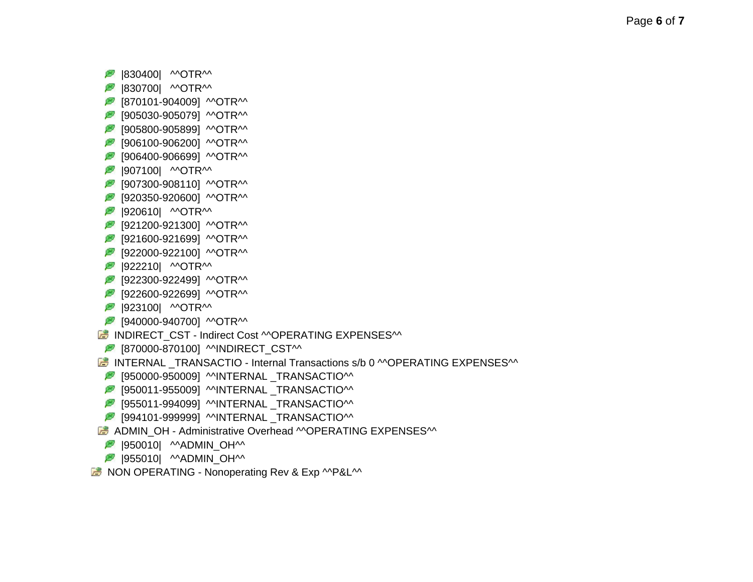- |830400| ^^OTR^^
- |830700| ^^OTR^^
- [870101-904009] ^^OTR^^
- [905030-905079] ^^OTR^^
- [905800-905899] ^^OTR^^
- [906100-906200] ^^OTR^^
- [906400-906699] ^^OTR^^
- |907100| ^^OTR^^
- [907300-908110] ^^OTR^^
- [920350-920600] ^^OTR^^
- |920610| ^^OTR^^
- [921200-921300] ^^OTR^^
- [921600-921699] ^^OTR^^
- [922000-922100] ^^OTR^^
- |922210| ^^OTR^^
- [922300-922499] ^^OTR^^
- [922600-922699] ^^OTR^^
- |923100| ^^OTR^^
- [940000-940700] ^^OTR^^

INDIRECT_CST - Indirect Cost ^^OPERATING EXPENSES^^

- [870000-870100] ^^INDIRECT_CST^^

INTERNAL _TRANSACTIO - Internal Transactions s/b 0 ^^OPERATING EXPENSES^^

- [950000-950009] ^^INTERNAL _TRANSACTIO^^
- [950011-955009] ^^INTERNAL _TRANSACTIO^^
- [955011-994099] ^^INTERNAL _TRANSACTIO^^
- [994101-999999] ^^INTERNAL _TRANSACTIO^^

ADMIN_OH - Administrative Overhead ^^OPERATING EXPENSES^^

- |950010| ^^ADMIN_OH^^
- |955010| ^^ADMIN_OH^^

NON OPERATING - Nonoperating Rev & Exp ^^P&L^^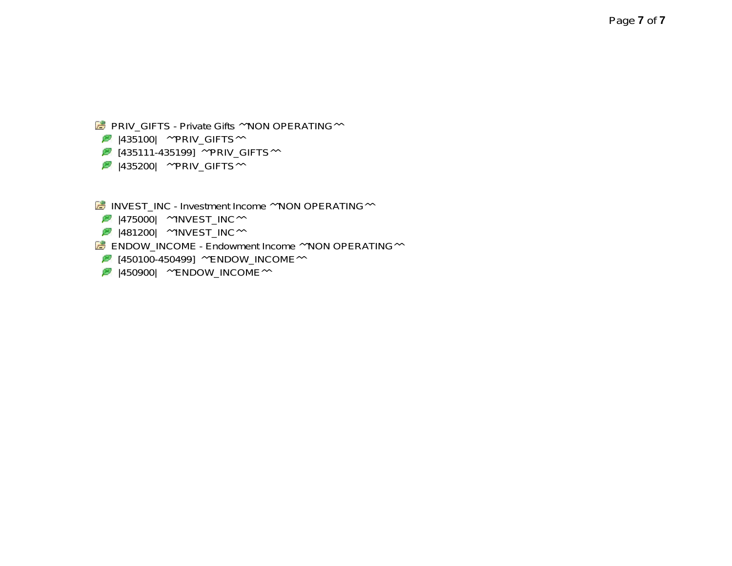- PRIV_GIFTS - Private Gifts ~~NON OPERATING^^
  - |435100|   ~~PRIV_GIFTS^^
  - [435111-435199]  ~~PRIV_GIFTS^^
  - |435200|   ~~PRIV_GIFTS^^

- INVEST_INC - Investment Income ~~NON OPERATING^^
  - |475000|   ~~INVEST_INC^^
  - |481200|   ~~INVEST_INC^^
- ENDOW_INCOME - Endowment Income ~~NON OPERATING^^
  - [450100-450499]  ~~ENDOW_INCOME^^
  - |450900|   ~~ENDOW_INCOME^^